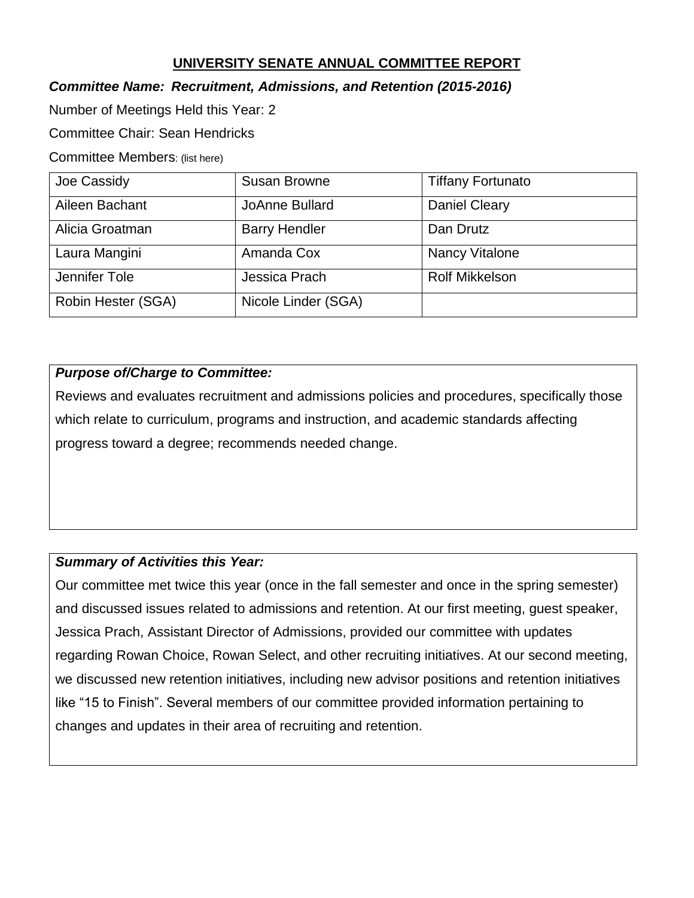## UNIVERSITY SENATE ANNUAL COMMITTEE REPORT

***Committee Name: Recruitment, Admissions, and Retention (2015-2016)***

Number of Meetings Held this Year: 2

Committee Chair: Sean Hendricks

Committee Members: (list here)

| | | |
|---|---|---|
| Joe Cassidy | Susan Browne | Tiffany Fortunato |
| Aileen Bachant | JoAnne Bullard | Daniel Cleary |
| Alicia Groatman | Barry Hendler | Dan Drutz |
| Laura Mangini | Amanda Cox | Nancy Vitalone |
| Jennifer Tole | Jessica Prach | Rolf Mikkelson |
| Robin Hester (SGA) | Nicole Linder (SGA) | |

***Purpose of/Charge to Committee:***

Reviews and evaluates recruitment and admissions policies and procedures, specifically those which relate to curriculum, programs and instruction, and academic standards affecting progress toward a degree; recommends needed change.

***Summary of Activities this Year:***

Our committee met twice this year (once in the fall semester and once in the spring semester) and discussed issues related to admissions and retention. At our first meeting, guest speaker, Jessica Prach, Assistant Director of Admissions, provided our committee with updates regarding Rowan Choice, Rowan Select, and other recruiting initiatives. At our second meeting, we discussed new retention initiatives, including new advisor positions and retention initiatives like "15 to Finish". Several members of our committee provided information pertaining to changes and updates in their area of recruiting and retention.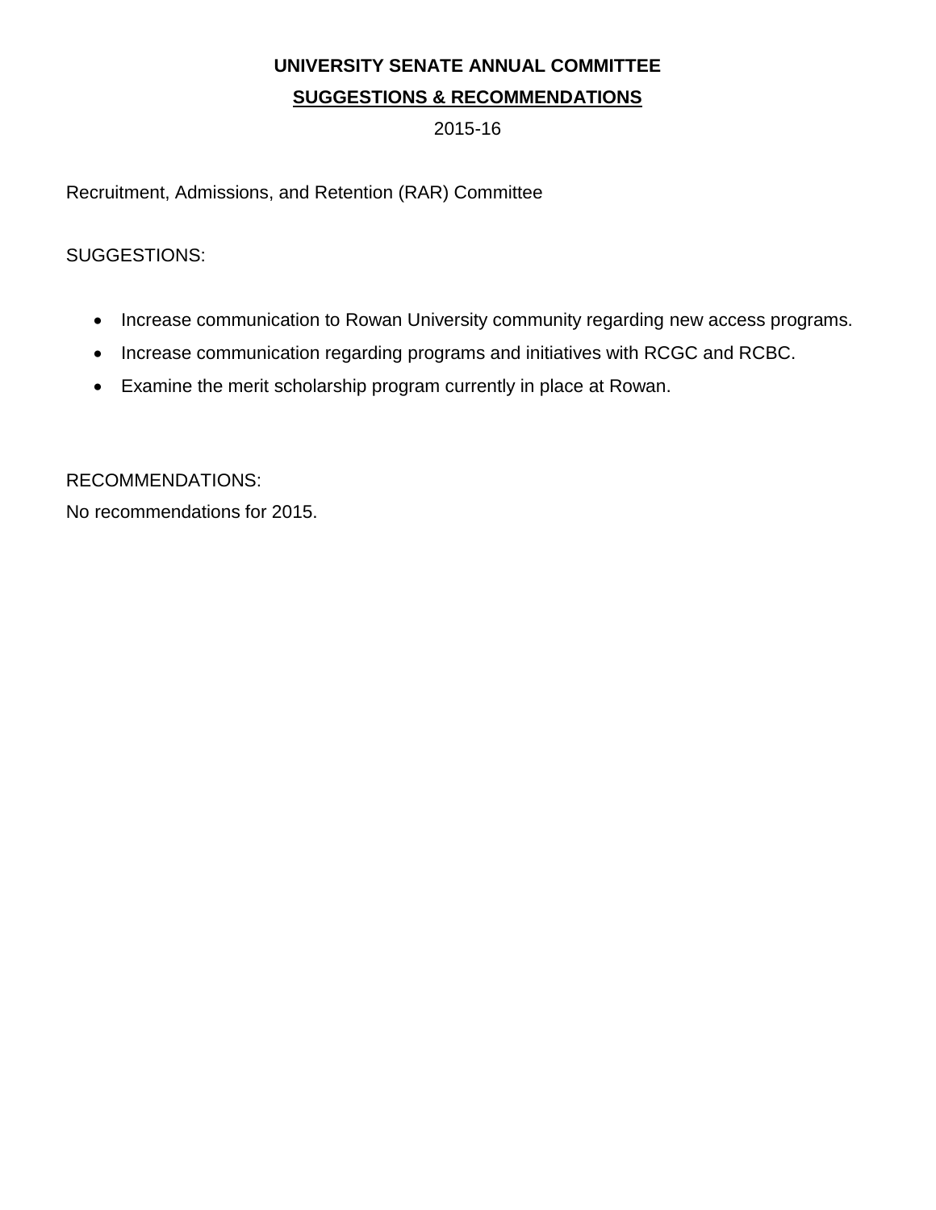**UNIVERSITY SENATE ANNUAL COMMITTEE**

**SUGGESTIONS & RECOMMENDATIONS**

2015-16

Recruitment, Admissions, and Retention (RAR) Committee

SUGGESTIONS:

- Increase communication to Rowan University community regarding new access programs.
- Increase communication regarding programs and initiatives with RCGC and RCBC.
- Examine the merit scholarship program currently in place at Rowan.

RECOMMENDATIONS:

No recommendations for 2015.